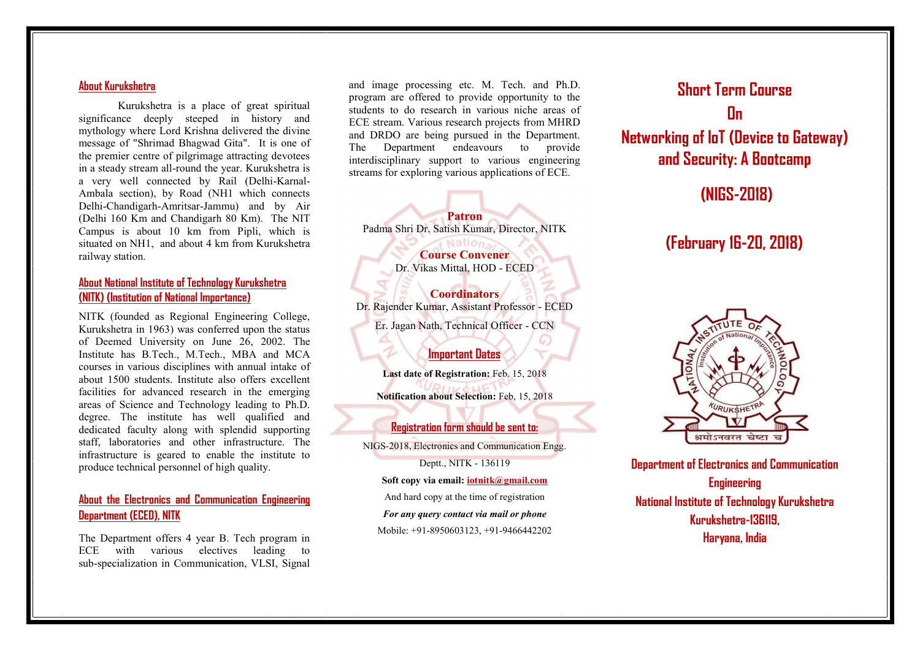## About Kurukshetra

Kurukshetra is a place of great spiritual significance deeply steeped in history and mythology where Lord Krishna delivered the divine message of "Shrimad Bhagwad Gita". It is one of the premier centre of pilgrimage attracting devotees in a steady stream all-round the year. Kurukshetra is a very well connected by Rail (Delhi-Karnal-Ambala section), by Road (NH1 which connects Delhi-Chandigarh-Amritsar-Jammu) and by Air (Delhi 160 Km and Chandigarh 80 Km). The NIT Campus is about 10 km from Pipli, which is situated on NH1, and about 4 km from Kurukshetra railway station.

## About National Institute of Technology Kurukshetra (NITK) (Institution of National Importance)

NITK (founded as Regional Engineering College, Kurukshetra in 1963) was conferred upon the status of Deemed University on June 26, 2002. The Institute has B.Tech., M.Tech., MBA and MCA courses in various disciplines with annual intake of about 1500 students. Institute also offers excellent facilities for advanced research in the emerging areas of Science and Technology leading to Ph.D. degree. The institute has well qualified and dedicated faculty along with splendid supporting staff, laboratories and other infrastructure. The infrastructure is geared to enable the institute to produce technical personnel of high quality.

## About the Electronics and Communication Engineering Department (ECED), NITK

The Department offers 4 year B. Tech program in ECE with various electives leading to sub-specialization in Communication, VLSI, Signal and image processing etc. M. Tech. and Ph.D. program are offered to provide opportunity to the students to do research in various niche areas of ECE stream. Various research projects from MHRD and DRDO are being pursued in the Department. The Department endeavours to provide interdisciplinary support to various engineering streams for exploring various applications of ECE.

**Patron**
Padma Shri Dr. Satish Kumar, Director, NITK

**Course Convener**
Dr. Vikas Mittal, HOD - ECED

**Coordinators**
Dr. Rajender Kumar, Assistant Professor - ECED
Er. Jagan Nath, Technical Officer - CCN

## Important Dates

**Last date of Registration:** Feb. 15, 2018

**Notification about Selection:** Feb, 15, 2018

## Registration form should be sent to:

NIGS-2018, Electronics and Communication Engg. Deptt., NITK - 136119

**Soft copy via email: iotnitk@gmail.com**

And hard copy at the time of registration

***For any query contact via mail or phone***

Mobile: +91-8950603123, +91-9466442202

# Short Term Course On Networking of IoT (Device to Gateway) and Security: A Bootcamp

## (NIGS-2018)

## (February 16-20, 2018)

**Department of Electronics and Communication Engineering**
**National Institute of Technology Kurukshetra**
**Kurukshetra-136119,**
**Haryana, India**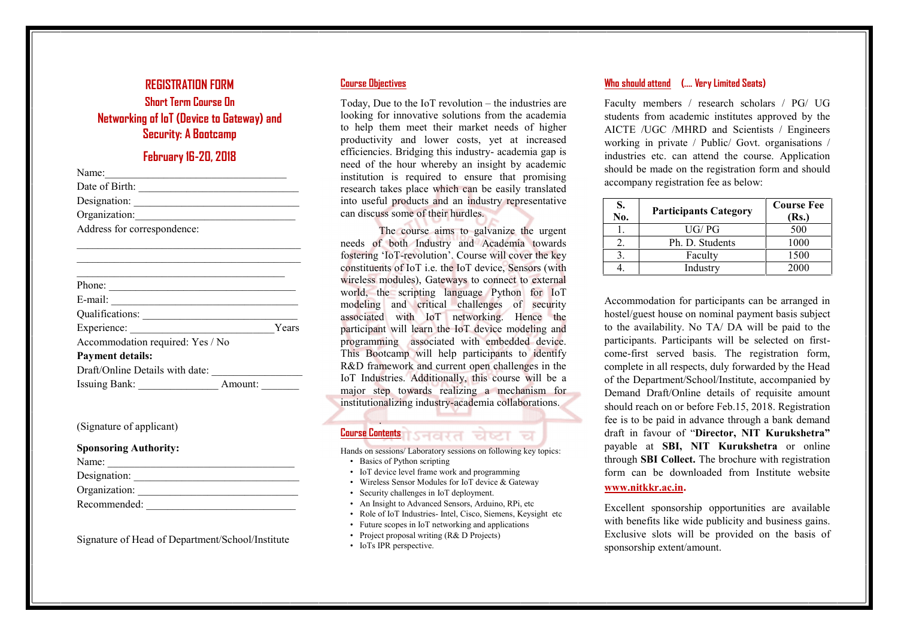# REGISTRATION FORM

## Short Term Course On
## Networking of IoT (Device to Gateway) and Security: A Bootcamp

## February 16-20, 2018

Name:___________________________________

Date of Birth: ______________________________

Designation: _______________________________

Organization:_______________________________

Address for correspondence:

___________________________________________

___________________________________________

________________________________________

Phone: ___________________________________

E-mail: ___________________________________

Qualifications: _____________________________

Experience: ___________________________Years

Accommodation required: Yes / No

**Payment details:**

Draft/Online Details with date: ________________

Issuing Bank: _______________ Amount: _______

(Signature of applicant)

**Sponsoring Authority:**

Name: ____________________________________

Designation: ________________________________

Organization: _______________________________

Recommended: ____________________________

Signature of Head of Department/School/Institute

## Course Objectives

Today, Due to the IoT revolution – the industries are looking for innovative solutions from the academia to help them meet their market needs of higher productivity and lower costs, yet at increased efficiencies. Bridging this industry- academia gap is need of the hour whereby an insight by academic institution is required to ensure that promising research takes place which can be easily translated into useful products and an industry representative can discuss some of their hurdles.

The course aims to galvanize the urgent needs of both Industry and Academia towards fostering 'IoT-revolution'. Course will cover the key constituents of IoT i.e. the IoT device, Sensors (with wireless modules), Gateways to connect to external world, the scripting language Python for IoT modeling and critical challenges of security associated with IoT networking. Hence the participant will learn the IoT device modeling and programming associated with embedded device. This Bootcamp will help participants to identify R&D framework and current open challenges in the IoT Industries. Additionally, this course will be a major step towards realizing a mechanism for institutionalizing industry-academia collaborations.

## Course Contents

Hands on sessions/ Laboratory sessions on following key topics:

- Basics of Python scripting
- IoT device level frame work and programming
- Wireless Sensor Modules for IoT device & Gateway
- Security challenges in IoT deployment.
- An Insight to Advanced Sensors, Arduino, RPi, etc
- Role of IoT Industries- Intel, Cisco, Siemens, Keysight etc
- Future scopes in IoT networking and applications
- Project proposal writing (R& D Projects)
- IoTs IPR perspective.

## Who should attend (.... Very Limited Seats)

Faculty members / research scholars / PG/ UG students from academic institutes approved by the AICTE /UGC /MHRD and Scientists / Engineers working in private / Public/ Govt. organisations / industries etc. can attend the course. Application should be made on the registration form and should accompany registration fee as below:

| S. No. | Participants Category | Course Fee (Rs.) |
|---|---|---|
| 1. | UG/ PG | 500 |
| 2. | Ph. D. Students | 1000 |
| 3. | Faculty | 1500 |
| 4. | Industry | 2000 |

Accommodation for participants can be arranged in hostel/guest house on nominal payment basis subject to the availability. No TA/ DA will be paid to the participants. Participants will be selected on first-come-first served basis. The registration form, complete in all respects, duly forwarded by the Head of the Department/School/Institute, accompanied by Demand Draft/Online details of requisite amount should reach on or before Feb.15, 2018. Registration fee is to be paid in advance through a bank demand draft in favour of "**Director, NIT Kurukshetra"** payable at **SBI, NIT Kurukshetra** or online through **SBI Collect.** The brochure with registration form can be downloaded from Institute website **www.nitkkr.ac.in.**

Excellent sponsorship opportunities are available with benefits like wide publicity and business gains. Exclusive slots will be provided on the basis of sponsorship extent/amount.